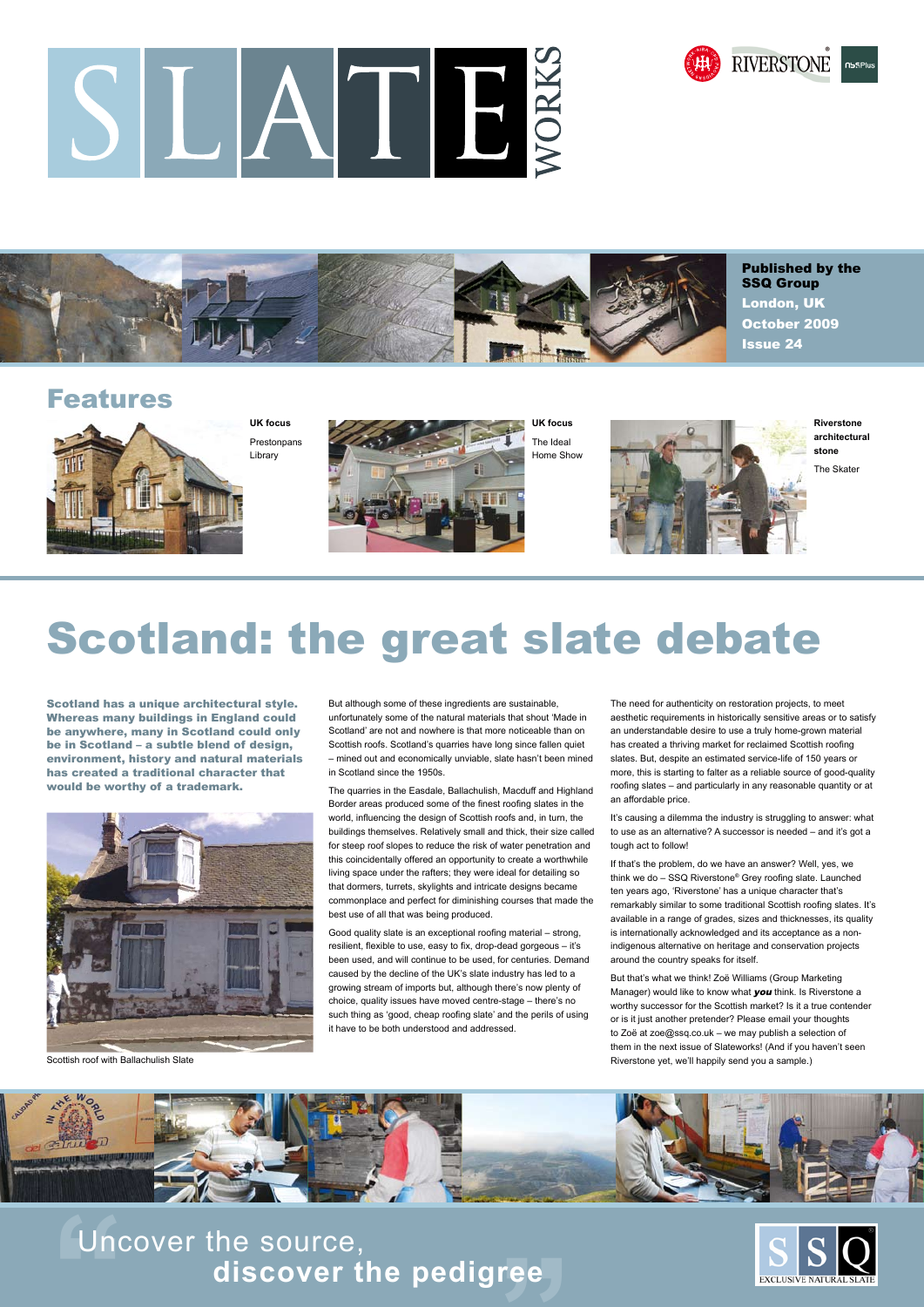# SLATE WORKS

Published by the SSQ Group
London, UK
October 2009
Issue 24

## Features

**UK focus**
Prestonpans Library

**UK focus**
The Ideal Home Show

**Riverstone architectural stone**
The Skater

# Scotland: the great slate debate

**Scotland has a unique architectural style. Whereas many buildings in England could be anywhere, many in Scotland could only be in Scotland – a subtle blend of design, environment, history and natural materials has created a traditional character that would be worthy of a trademark.**

Scottish roof with Ballachulish Slate

But although some of these ingredients are sustainable, unfortunately some of the natural materials that shout 'Made in Scotland' are not and nowhere is that more noticeable than on Scottish roofs. Scotland's quarries have long since fallen quiet – mined out and economically unviable, slate hasn't been mined in Scotland since the 1950s.

The quarries in the Easdale, Ballachulish, Macduff and Highland Border areas produced some of the finest roofing slates in the world, influencing the design of Scottish roofs and, in turn, the buildings themselves. Relatively small and thick, their size called for steep roof slopes to reduce the risk of water penetration and this coincidentally offered an opportunity to create a worthwhile living space under the rafters; they were ideal for detailing so that dormers, turrets, skylights and intricate designs became commonplace and perfect for diminishing courses that made the best use of all that was being produced.

Good quality slate is an exceptional roofing material – strong, resilient, flexible to use, easy to fix, drop-dead gorgeous – it's been used, and will continue to be used, for centuries. Demand caused by the decline of the UK's slate industry has led to a growing stream of imports but, although there's now plenty of choice, quality issues have moved centre-stage – there's no such thing as 'good, cheap roofing slate' and the perils of using it have to be both understood and addressed.

The need for authenticity on restoration projects, to meet aesthetic requirements in historically sensitive areas or to satisfy an understandable desire to use a truly home-grown material has created a thriving market for reclaimed Scottish roofing slates. But, despite an estimated service-life of 150 years or more, this is starting to falter as a reliable source of good-quality roofing slates – and particularly in any reasonable quantity or at an affordable price.

It's causing a dilemma the industry is struggling to answer: what to use as an alternative? A successor is needed – and it's got a tough act to follow!

If that's the problem, do we have an answer? Well, yes, we think we do – SSQ Riverstone® Grey roofing slate. Launched ten years ago, 'Riverstone' has a unique character that's remarkably similar to some traditional Scottish roofing slates. It's available in a range of grades, sizes and thicknesses, its quality is internationally acknowledged and its acceptance as a non-indigenous alternative on heritage and conservation projects around the country speaks for itself.

But that's what we think! Zoë Williams (Group Marketing Manager) would like to know what ***you*** think. Is Riverstone a worthy successor for the Scottish market? Is it a true contender or is it just another pretender? Please email your thoughts to Zoë at zoe@ssq.co.uk – we may publish a selection of them in the next issue of Slateworks! (And if you haven't seen Riverstone yet, we'll happily send you a sample.)

"Uncover the source, **discover the pedigree**"

SSQ EXCLUSIVE NATURAL SLATE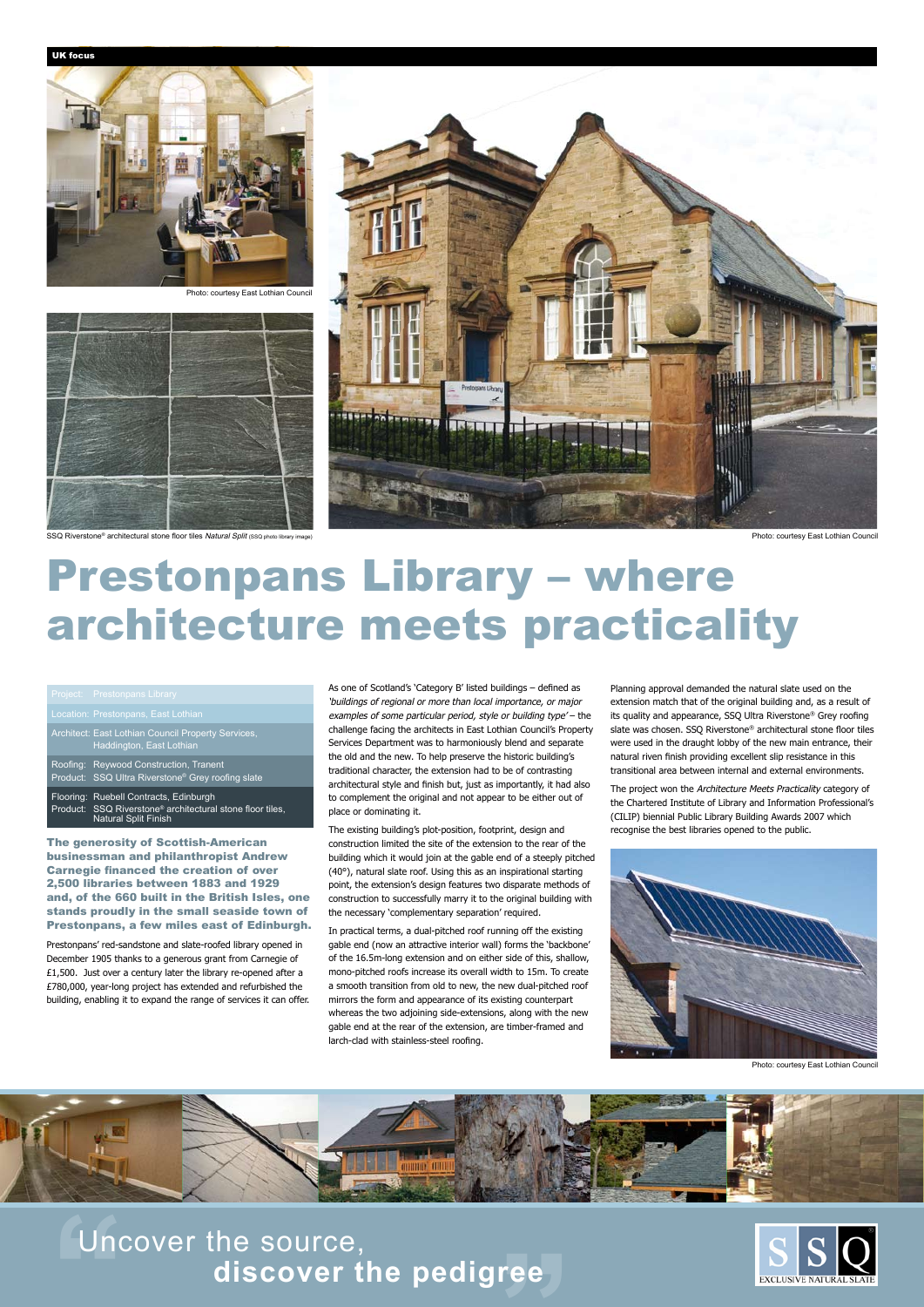UK focus

Photo: courtesy East Lothian Council

SSQ Riverstone® architectural stone floor tiles *Natural Split* (SSQ photo library image)

Photo: courtesy East Lothian Council

# Prestonpans Library – where architecture meets practicality

| | |
|---|---|
| Project: | Prestonpans Library |
| Location: | Prestonpans, East Lothian |
| Architect: | East Lothian Council Property Services, Haddington, East Lothian |
| Roofing: | Reywood Construction, Tranent |
| Product: | SSQ Ultra Riverstone® Grey roofing slate |
| Flooring: | Ruebell Contracts, Edinburgh |
| Product: | SSQ Riverstone® architectural stone floor tiles, Natural Split Finish |

**The generosity of Scottish-American businessman and philanthropist Andrew Carnegie financed the creation of over 2,500 libraries between 1883 and 1929 and, of the 660 built in the British Isles, one stands proudly in the small seaside town of Prestonpans, a few miles east of Edinburgh.**

Prestonpans' red-sandstone and slate-roofed library opened in December 1905 thanks to a generous grant from Carnegie of £1,500. Just over a century later the library re-opened after a £780,000, year-long project has extended and refurbished the building, enabling it to expand the range of services it can offer.

As one of Scotland's 'Category B' listed buildings – defined as *'buildings of regional or more than local importance, or major examples of some particular period, style or building type'* – the challenge facing the architects in East Lothian Council's Property Services Department was to harmoniously blend and separate the old and the new. To help preserve the historic building's traditional character, the extension had to be of contrasting architectural style and finish but, just as importantly, it had also to complement the original and not appear to be either out of place or dominating it.

The existing building's plot-position, footprint, design and construction limited the site of the extension to the rear of the building which it would join at the gable end of a steeply pitched (40°), natural slate roof. Using this as an inspirational starting point, the extension's design features two disparate methods of construction to successfully marry it to the original building with the necessary 'complementary separation' required.

In practical terms, a dual-pitched roof running off the existing gable end (now an attractive interior wall) forms the 'backbone' of the 16.5m-long extension and on either side of this, shallow, mono-pitched roofs increase its overall width to 15m. To create a smooth transition from old to new, the new dual-pitched roof mirrors the form and appearance of its existing counterpart whereas the two adjoining side-extensions, along with the new gable end at the rear of the extension, are timber-framed and larch-clad with stainless-steel roofing.

Planning approval demanded the natural slate used on the extension match that of the original building and, as a result of its quality and appearance, SSQ Ultra Riverstone® Grey roofing slate was chosen. SSQ Riverstone® architectural stone floor tiles were used in the draught lobby of the new main entrance, their natural riven finish providing excellent slip resistance in this transitional area between internal and external environments.

The project won the *Architecture Meets Practicality* category of the Chartered Institute of Library and Information Professional's (CILIP) biennial Public Library Building Awards 2007 which recognise the best libraries opened to the public.

Photo: courtesy East Lothian Council

"Uncover the source, **discover the pedigree**"

SSQ EXCLUSIVE NATURAL SLATE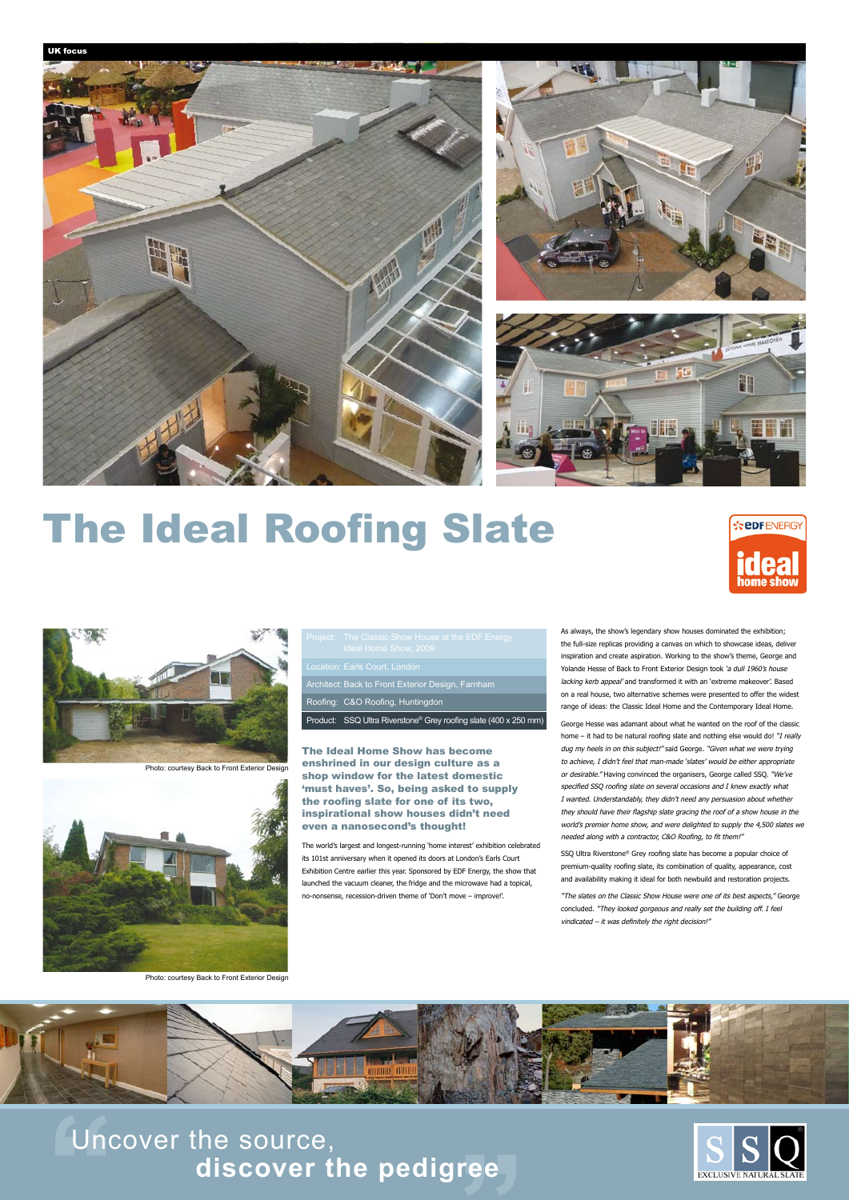UK focus

# The Ideal Roofing Slate

Photo: courtesy Back to Front Exterior Design

Photo: courtesy Back to Front Exterior Design

| | |
|---|---|
| Project: | The Classic Show House at the EDF Energy Ideal Home Show, 2009 |
| Location: | Earls Court, London |
| Architect: | Back to Front Exterior Design, Farnham |
| Roofing: | C&O Roofing, Huntingdon |
| Product: | SSQ Ultra Riverstone® Grey roofing slate (400 x 250 mm) |

**The Ideal Home Show has become enshrined in our design culture as a shop window for the latest domestic 'must haves'. So, being asked to supply the roofing slate for one of its two, inspirational show houses didn't need even a nanosecond's thought!**

The world's largest and longest-running 'home interest' exhibition celebrated its 101st anniversary when it opened its doors at London's Earls Court Exhibition Centre earlier this year. Sponsored by EDF Energy, the show that launched the vacuum cleaner, the fridge and the microwave had a topical, no-nonsense, recession-driven theme of 'Don't move – improve!'.

As always, the show's legendary show houses dominated the exhibition; the full-size replicas providing a canvas on which to showcase ideas, deliver inspiration and create aspiration. Working to the show's theme, George and Yolande Hesse of Back to Front Exterior Design took *'a dull 1960's house lacking kerb appeal'* and transformed it with an 'extreme makeover'. Based on a real house, two alternative schemes were presented to offer the widest range of ideas: the Classic Ideal Home and the Contemporary Ideal Home.

George Hesse was adamant about what he wanted on the roof of the classic home – it had to be natural roofing slate and nothing else would do! *"I really dug my heels in on this subject!"* said George. *"Given what we were trying to achieve, I didn't feel that man-made 'slates' would be either appropriate or desirable."* Having convinced the organisers, George called SSQ. *"We've specified SSQ roofing slate on several occasions and I knew exactly what I wanted. Understandably, they didn't need any persuasion about whether they should have their flagship slate gracing the roof of a show house in the world's premier home show, and were delighted to supply the 4,500 slates we needed along with a contractor, C&O Roofing, to fit them!"*

SSQ Ultra Riverstone® Grey roofing slate has become a popular choice of premium-quality roofing slate, its combination of quality, appearance, cost and availability making it ideal for both newbuild and restoration projects.

*"The slates on the Classic Show House were one of its best aspects,"* George concluded. *"They looked gorgeous and really set the building off. I feel vindicated – it was definitely the right decision!"*

Uncover the source,
**discover the pedigree**

SSQ EXCLUSIVE NATURAL SLATE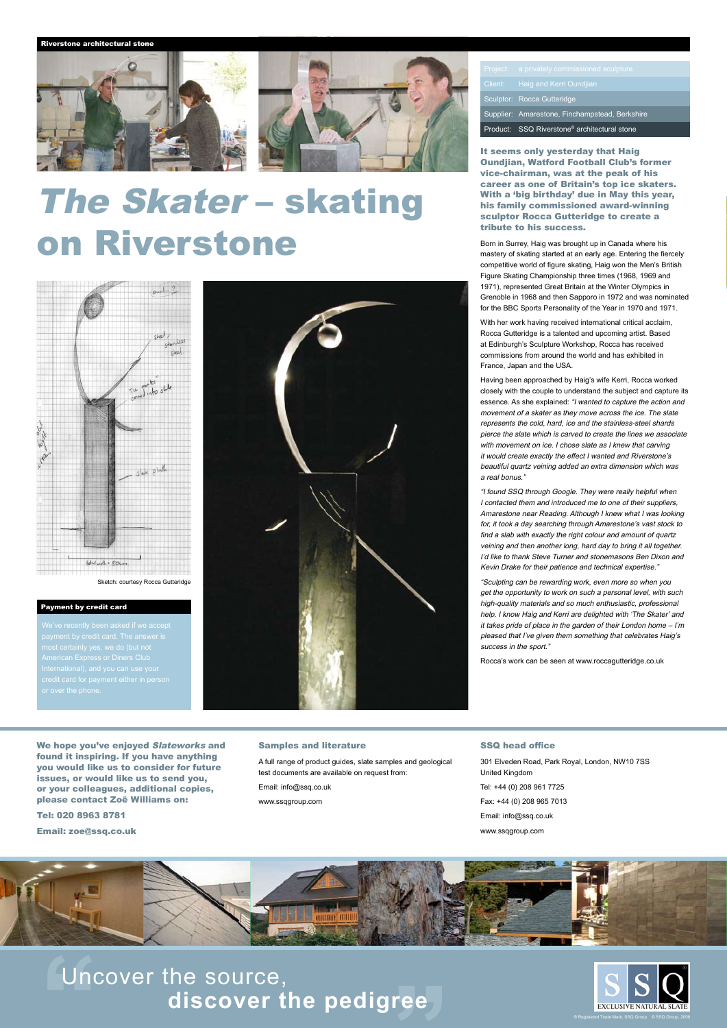Riverstone architectural stone

# *The Skater* – skating on Riverstone

Sketch: courtesy Rocca Gutteridge

## Payment by credit card

We've recently been asked if we accept payment by credit card. The answer is most certainly yes, we do (but not American Express or Diners Club International), and you can use your credit card for payment either in person or over the phone.

| | |
|---|---|
| Project: | a privately commissioned sculpture |
| Client: | Haig and Kerri Oundjian |
| Sculptor: | Rocca Gutteridge |
| Supplier: | Amarestone, Finchampstead, Berkshire |
| Product: | SSQ Riverstone® architectural stone |

**It seems only yesterday that Haig Oundjian, Watford Football Club's former vice-chairman, was at the peak of his career as one of Britain's top ice skaters. With a 'big birthday' due in May this year, his family commissioned award-winning sculptor Rocca Gutteridge to create a tribute to his success.**

Born in Surrey, Haig was brought up in Canada where his mastery of skating started at an early age. Entering the fiercely competitive world of figure skating, Haig won the Men's British Figure Skating Championship three times (1968, 1969 and 1971), represented Great Britain at the Winter Olympics in Grenoble in 1968 and then Sapporo in 1972 and was nominated for the BBC Sports Personality of the Year in 1970 and 1971.

With her work having received international critical acclaim, Rocca Gutteridge is a talented and upcoming artist. Based at Edinburgh's Sculpture Workshop, Rocca has received commissions from around the world and has exhibited in France, Japan and the USA.

Having been approached by Haig's wife Kerri, Rocca worked closely with the couple to understand the subject and capture its essence. As she explained: *"I wanted to capture the action and movement of a skater as they move across the ice. The slate represents the cold, hard, ice and the stainless-steel shards pierce the slate which is carved to create the lines we associate with movement on ice. I chose slate as I knew that carving it would create exactly the effect I wanted and Riverstone's beautiful quartz veining added an extra dimension which was a real bonus."*

*"I found SSQ through Google. They were really helpful when I contacted them and introduced me to one of their suppliers, Amarestone near Reading. Although I knew what I was looking for, it took a day searching through Amarestone's vast stock to find a slab with exactly the right colour and amount of quartz veining and then another long, hard day to bring it all together. I'd like to thank Steve Turner and stonemasons Ben Dixon and Kevin Drake for their patience and technical expertise."*

*"Sculpting can be rewarding work, even more so when you get the opportunity to work on such a personal level, with such high-quality materials and so much enthusiastic, professional help. I know Haig and Kerri are delighted with 'The Skater' and it takes pride of place in the garden of their London home – I'm pleased that I've given them something that celebrates Haig's success in the sport."*

Rocca's work can be seen at www.roccagutteridge.co.uk

**We hope you've enjoyed *Slateworks* and found it inspiring. If you have anything you would like us to consider for future issues, or would like us to send you, or your colleagues, additional copies, please contact Zoë Williams on:**

**Tel: 020 8963 8781**

**Email: zoe@ssq.co.uk**

### Samples and literature

A full range of product guides, slate samples and geological test documents are available on request from:

Email: info@ssq.co.uk

www.ssqgroup.com

### SSQ head office

301 Elveden Road, Park Royal, London, NW10 7SS
United Kingdom

Tel: +44 (0) 208 961 7725

Fax: +44 (0) 208 965 7013

Email: info@ssq.co.uk

www.ssqgroup.com

"Uncover the source, **discover the pedigree**"

SSQ EXCLUSIVE NATURAL SLATE

® Registered Trade Mark, SSQ Group © SSQ Group, 2008